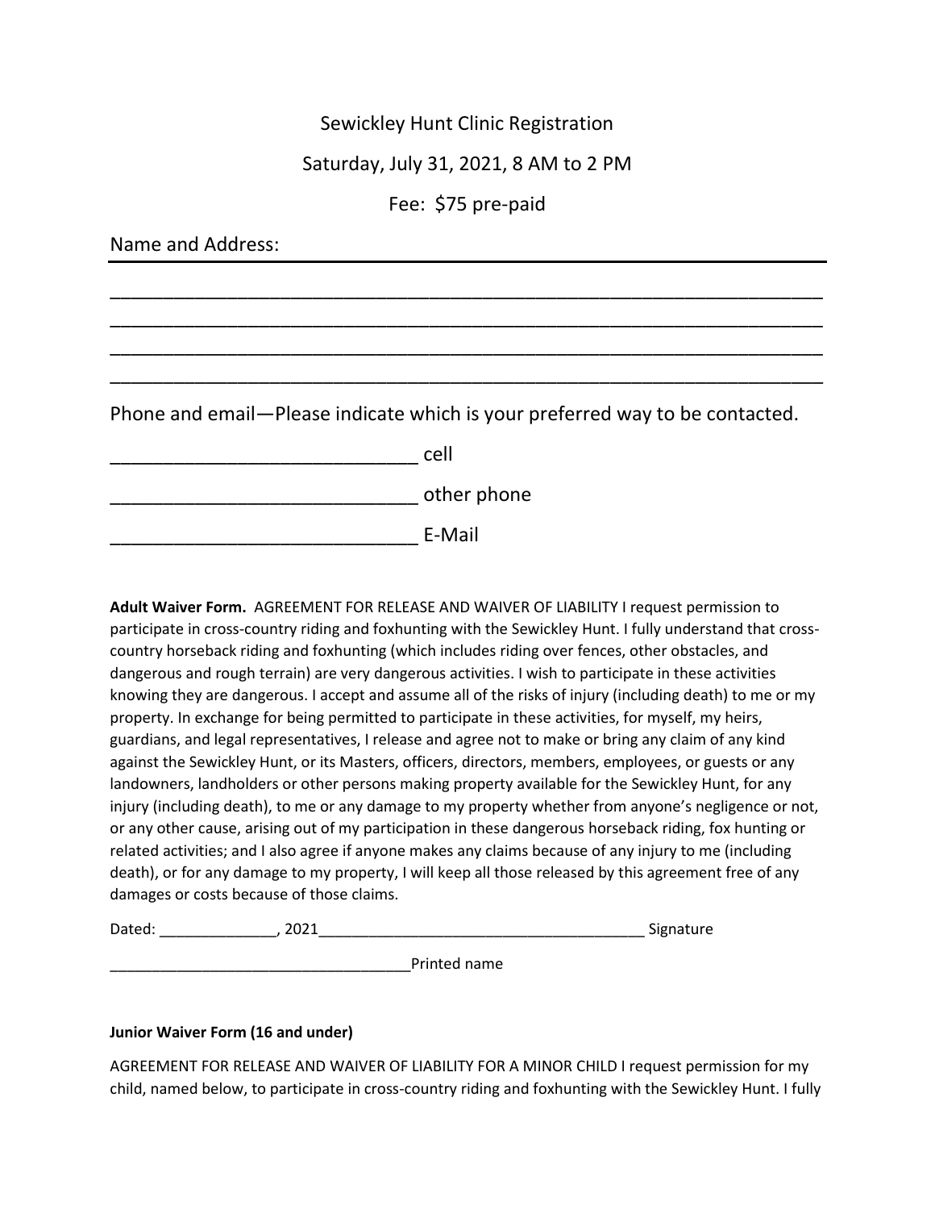# Sewickley Hunt Clinic Registration

Saturday, July 31, 2021, 8 AM to 2 PM

Fee: $75 pre-paid

Name and Address:

______________________________________________________________________

______________________________________________________________________

______________________________________________________________________

______________________________________________________________________

Phone and email—Please indicate which is your preferred way to be contacted.

______________________________ cell

______________________________ other phone

______________________________ E-Mail

**Adult Waiver Form.** AGREEMENT FOR RELEASE AND WAIVER OF LIABILITY I request permission to participate in cross-country riding and foxhunting with the Sewickley Hunt. I fully understand that cross-country horseback riding and foxhunting (which includes riding over fences, other obstacles, and dangerous and rough terrain) are very dangerous activities. I wish to participate in these activities knowing they are dangerous. I accept and assume all of the risks of injury (including death) to me or my property. In exchange for being permitted to participate in these activities, for myself, my heirs, guardians, and legal representatives, I release and agree not to make or bring any claim of any kind against the Sewickley Hunt, or its Masters, officers, directors, members, employees, or guests or any landowners, landholders or other persons making property available for the Sewickley Hunt, for any injury (including death), to me or any damage to my property whether from anyone's negligence or not, or any other cause, arising out of my participation in these dangerous horseback riding, fox hunting or related activities; and I also agree if anyone makes any claims because of any injury to me (including death), or for any damage to my property, I will keep all those released by this agreement free of any damages or costs because of those claims.

Dated: ______________, 2021_______________________________________ Signature

____________________________________Printed name

**Junior Waiver Form (16 and under)**

AGREEMENT FOR RELEASE AND WAIVER OF LIABILITY FOR A MINOR CHILD I request permission for my child, named below, to participate in cross-country riding and foxhunting with the Sewickley Hunt. I fully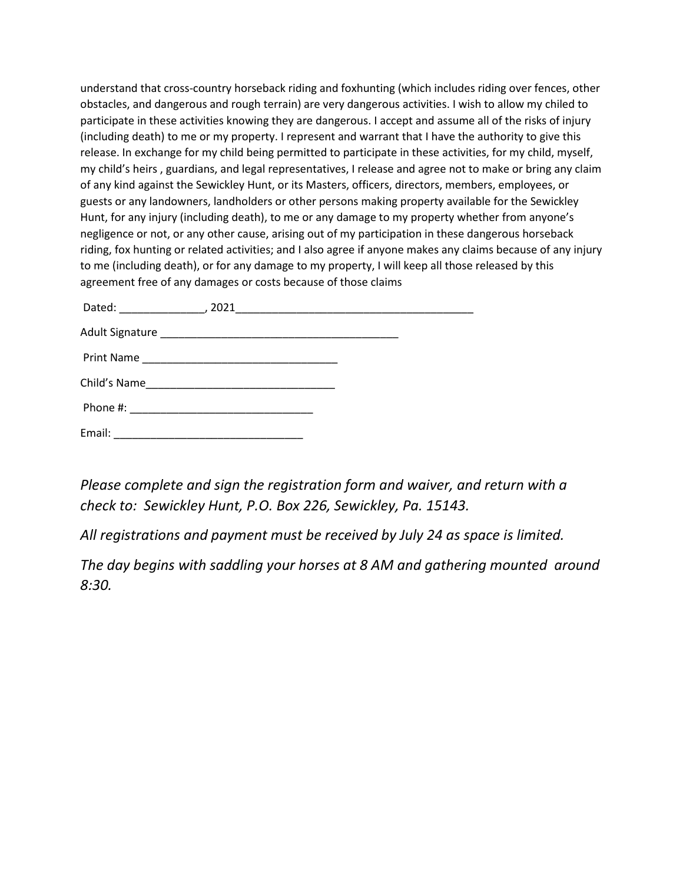understand that cross-country horseback riding and foxhunting (which includes riding over fences, other obstacles, and dangerous and rough terrain) are very dangerous activities. I wish to allow my chiled to participate in these activities knowing they are dangerous. I accept and assume all of the risks of injury (including death) to me or my property. I represent and warrant that I have the authority to give this release. In exchange for my child being permitted to participate in these activities, for my child, myself, my child's heirs , guardians, and legal representatives, I release and agree not to make or bring any claim of any kind against the Sewickley Hunt, or its Masters, officers, directors, members, employees, or guests or any landowners, landholders or other persons making property available for the Sewickley Hunt, for any injury (including death), to me or any damage to my property whether from anyone's negligence or not, or any other cause, arising out of my participation in these dangerous horseback riding, fox hunting or related activities; and I also agree if anyone makes any claims because of any injury to me (including death), or for any damage to my property, I will keep all those released by this agreement free of any damages or costs because of those claims

Dated: ______________, 2021_______________________________________

Adult Signature _______________________________________

Print Name ________________________________

Child's Name_______________________________

Phone #: ______________________________

Email: _______________________________

*Please complete and sign the registration form and waiver, and return with a check to: Sewickley Hunt, P.O. Box 226, Sewickley, Pa. 15143.*

*All registrations and payment must be received by July 24 as space is limited.*

*The day begins with saddling your horses at 8 AM and gathering mounted around 8:30.*